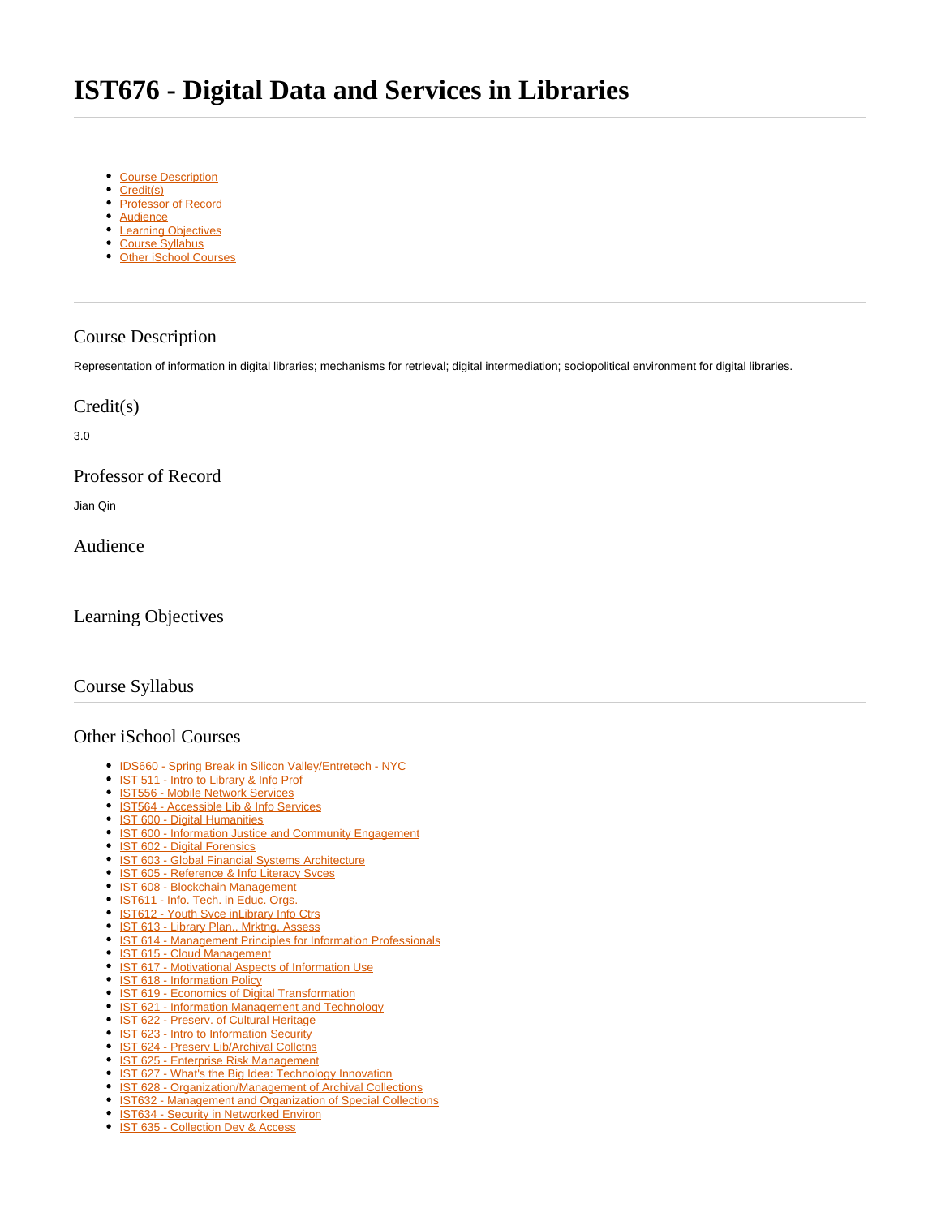# IST676 - Digital Data and Services in Libraries

- Course Description
- Credit(s)
- Professor of Record
- Audience
- Learning Objectives
- Course Syllabus
- Other iSchool Courses

---

## Course Description

Representation of information in digital libraries; mechanisms for retrieval; digital intermediation; sociopolitical environment for digital libraries.

## Credit(s)

3.0

## Professor of Record

Jian Qin

## Audience

## Learning Objectives

## Course Syllabus

---

## Other iSchool Courses

- IDS660 - Spring Break in Silicon Valley/Entretech - NYC
- IST 511 - Intro to Library & Info Prof
- IST556 - Mobile Network Services
- IST564 - Accessible Lib & Info Services
- IST 600 - Digital Humanities
- IST 600 - Information Justice and Community Engagement
- IST 602 - Digital Forensics
- IST 603 - Global Financial Systems Architecture
- IST 605 - Reference & Info Literacy Svces
- IST 608 - Blockchain Management
- IST611 - Info. Tech. in Educ. Orgs.
- IST612 - Youth Svce inLibrary Info Ctrs
- IST 613 - Library Plan., Mrktng, Assess
- IST 614 - Management Principles for Information Professionals
- IST 615 - Cloud Management
- IST 617 - Motivational Aspects of Information Use
- IST 618 - Information Policy
- IST 619 - Economics of Digital Transformation
- IST 621 - Information Management and Technology
- IST 622 - Preserv. of Cultural Heritage
- IST 623 - Intro to Information Security
- IST 624 - Preserv Lib/Archival Collctns
- IST 625 - Enterprise Risk Management
- IST 627 - What's the Big Idea: Technology Innovation
- IST 628 - Organization/Management of Archival Collections
- IST632 - Management and Organization of Special Collections
- IST634 - Security in Networked Environ
- IST 635 - Collection Dev & Access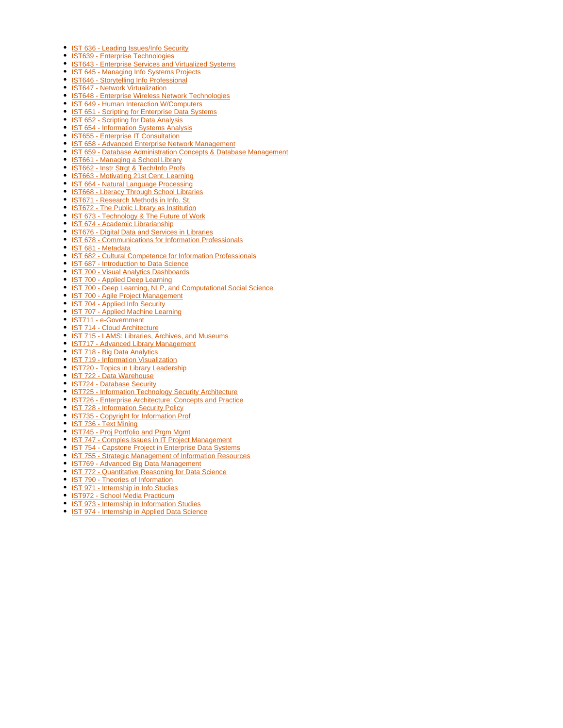- IST 636 - Leading Issues/Info Security
- IST639 - Enterprise Technologies
- IST643 - Enterprise Services and Virtualized Systems
- IST 645 - Managing Info Systems Projects
- IST646 - Storytelling Info Professional
- IST647 - Network Virtualization
- IST648 - Enterprise Wireless Network Technologies
- IST 649 - Human Interaction W/Computers
- IST 651 - Scripting for Enterprise Data Systems
- IST 652 - Scripting for Data Analysis
- IST 654 - Information Systems Analysis
- IST655 - Enterprise IT Consultation
- IST 658 - Advanced Enterprise Network Management
- IST 659 - Database Administration Concepts & Database Management
- IST661 - Managing a School Library
- IST662 - Instr Strgt & Tech/Info Profs
- IST663 - Motivating 21st Cent. Learning
- IST 664 - Natural Language Processing
- IST668 - Literacy Through School Libraries
- IST671 - Research Methods in Info. St.
- IST672 - The Public Library as Institution
- IST 673 - Technology & The Future of Work
- IST 674 - Academic Librarianship
- IST676 - Digital Data and Services in Libraries
- IST 678 - Communications for Information Professionals
- IST 681 - Metadata
- IST 682 - Cultural Competence for Information Professionals
- IST 687 - Introduction to Data Science
- IST 700 - Visual Analytics Dashboards
- IST 700 - Applied Deep Learning
- IST 700 - Deep Learning, NLP, and Computational Social Science
- IST 700 - Agile Project Management
- IST 704 - Applied Info Security
- IST 707 - Applied Machine Learning
- IST711 - e-Government
- IST 714 - Cloud Architecture
- IST 715 - LAMS: Libraries, Archives, and Museums
- IST717 - Advanced Library Management
- IST 718 - Big Data Analytics
- IST 719 - Information Visualization
- IST720 - Topics in Library Leadership
- IST 722 - Data Warehouse
- IST724 - Database Security
- IST725 - Information Technology Security Architecture
- IST726 - Enterprise Architecture: Concepts and Practice
- IST 728 - Information Security Policy
- IST735 - Copyright for Information Prof
- IST 736 - Text Mining
- IST745 - Proj Portfolio and Prgm Mgmt
- IST 747 - Comples Issues in IT Project Management
- IST 754 - Capstone Project in Enterprise Data Systems
- IST 755 - Strategic Management of Information Resources
- IST769 - Advanced Big Data Management
- IST 772 - Quantitative Reasoning for Data Science
- IST 790 - Theories of Information
- IST 971 - Internship in Info Studies
- IST972 - School Media Practicum
- IST 973 - Internship in Information Studies
- IST 974 - Internship in Applied Data Science